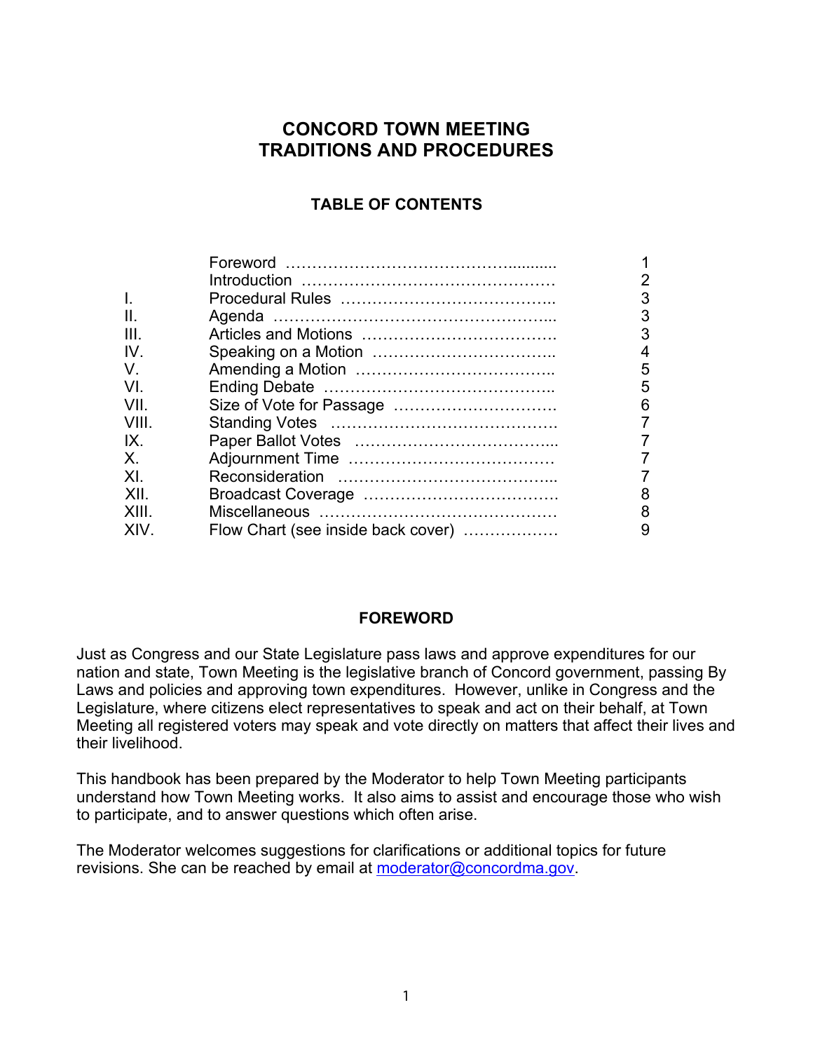# CONCORD TOWN MEETING TRADITIONS AND PROCEDURES

## TABLE OF CONTENTS

| | | |
|---|---|---|
| | Foreword | 1 |
| | Introduction | 2 |
| I. | Procedural Rules | 3 |
| II. | Agenda | 3 |
| III. | Articles and Motions | 3 |
| IV. | Speaking on a Motion | 4 |
| V. | Amending a Motion | 5 |
| VI. | Ending Debate | 5 |
| VII. | Size of Vote for Passage | 6 |
| VIII. | Standing Votes | 7 |
| IX. | Paper Ballot Votes | 7 |
| X. | Adjournment Time | 7 |
| XI. | Reconsideration | 7 |
| XII. | Broadcast Coverage | 8 |
| XIII. | Miscellaneous | 8 |
| XIV. | Flow Chart (see inside back cover) | 9 |

## FOREWORD

Just as Congress and our State Legislature pass laws and approve expenditures for our nation and state, Town Meeting is the legislative branch of Concord government, passing By Laws and policies and approving town expenditures. However, unlike in Congress and the Legislature, where citizens elect representatives to speak and act on their behalf, at Town Meeting all registered voters may speak and vote directly on matters that affect their lives and their livelihood.

This handbook has been prepared by the Moderator to help Town Meeting participants understand how Town Meeting works. It also aims to assist and encourage those who wish to participate, and to answer questions which often arise.

The Moderator welcomes suggestions for clarifications or additional topics for future revisions. She can be reached by email at moderator@concordma.gov.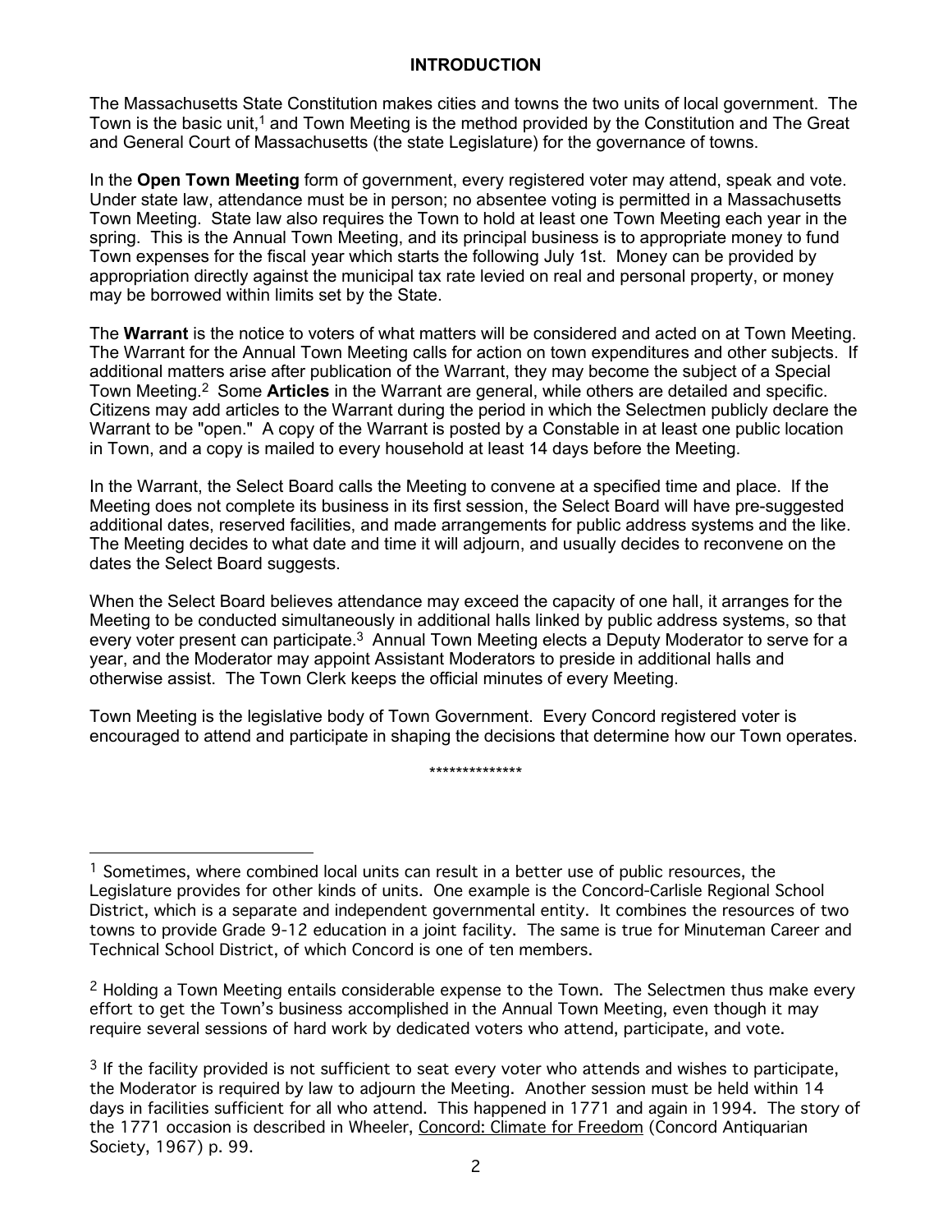## INTRODUCTION

The Massachusetts State Constitution makes cities and towns the two units of local government. The Town is the basic unit,[1] and Town Meeting is the method provided by the Constitution and The Great and General Court of Massachusetts (the state Legislature) for the governance of towns.

In the **Open Town Meeting** form of government, every registered voter may attend, speak and vote. Under state law, attendance must be in person; no absentee voting is permitted in a Massachusetts Town Meeting. State law also requires the Town to hold at least one Town Meeting each year in the spring. This is the Annual Town Meeting, and its principal business is to appropriate money to fund Town expenses for the fiscal year which starts the following July 1st. Money can be provided by appropriation directly against the municipal tax rate levied on real and personal property, or money may be borrowed within limits set by the State.

The **Warrant** is the notice to voters of what matters will be considered and acted on at Town Meeting. The Warrant for the Annual Town Meeting calls for action on town expenditures and other subjects. If additional matters arise after publication of the Warrant, they may become the subject of a Special Town Meeting.[2] Some **Articles** in the Warrant are general, while others are detailed and specific. Citizens may add articles to the Warrant during the period in which the Selectmen publicly declare the Warrant to be "open." A copy of the Warrant is posted by a Constable in at least one public location in Town, and a copy is mailed to every household at least 14 days before the Meeting.

In the Warrant, the Select Board calls the Meeting to convene at a specified time and place. If the Meeting does not complete its business in its first session, the Select Board will have pre-suggested additional dates, reserved facilities, and made arrangements for public address systems and the like. The Meeting decides to what date and time it will adjourn, and usually decides to reconvene on the dates the Select Board suggests.

When the Select Board believes attendance may exceed the capacity of one hall, it arranges for the Meeting to be conducted simultaneously in additional halls linked by public address systems, so that every voter present can participate.[3] Annual Town Meeting elects a Deputy Moderator to serve for a year, and the Moderator may appoint Assistant Moderators to preside in additional halls and otherwise assist. The Town Clerk keeps the official minutes of every Meeting.

Town Meeting is the legislative body of Town Government. Every Concord registered voter is encouraged to attend and participate in shaping the decisions that determine how our Town operates.

**************

---

[1] Sometimes, where combined local units can result in a better use of public resources, the Legislature provides for other kinds of units. One example is the Concord-Carlisle Regional School District, which is a separate and independent governmental entity. It combines the resources of two towns to provide Grade 9-12 education in a joint facility. The same is true for Minuteman Career and Technical School District, of which Concord is one of ten members.

[2] Holding a Town Meeting entails considerable expense to the Town. The Selectmen thus make every effort to get the Town's business accomplished in the Annual Town Meeting, even though it may require several sessions of hard work by dedicated voters who attend, participate, and vote.

[3] If the facility provided is not sufficient to seat every voter who attends and wishes to participate, the Moderator is required by law to adjourn the Meeting. Another session must be held within 14 days in facilities sufficient for all who attend. This happened in 1771 and again in 1994. The story of the 1771 occasion is described in Wheeler, Concord: Climate for Freedom (Concord Antiquarian Society, 1967) p. 99.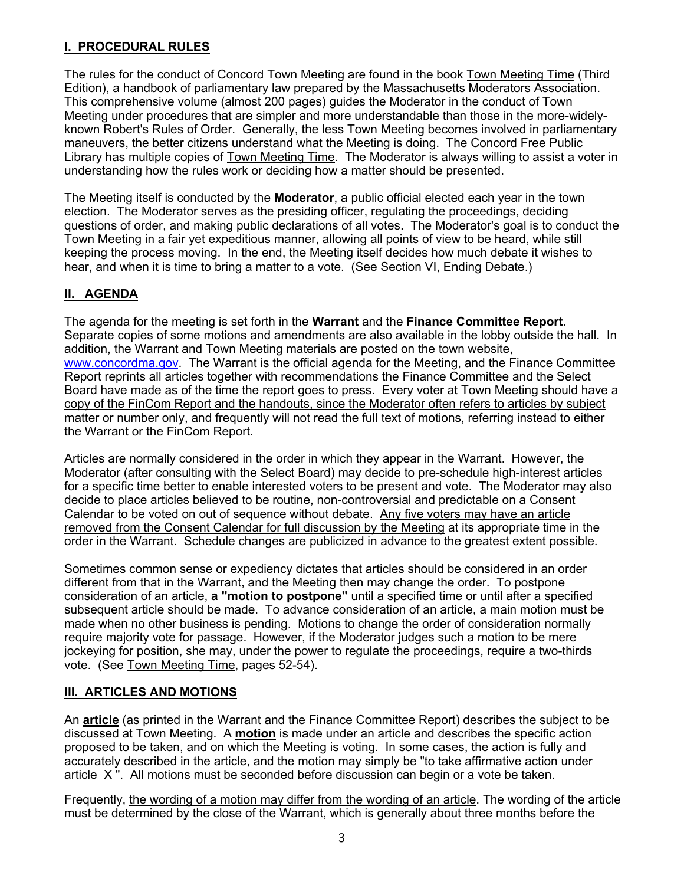## I. PROCEDURAL RULES

The rules for the conduct of Concord Town Meeting are found in the book Town Meeting Time (Third Edition), a handbook of parliamentary law prepared by the Massachusetts Moderators Association. This comprehensive volume (almost 200 pages) guides the Moderator in the conduct of Town Meeting under procedures that are simpler and more understandable than those in the more-widely-known Robert's Rules of Order. Generally, the less Town Meeting becomes involved in parliamentary maneuvers, the better citizens understand what the Meeting is doing. The Concord Free Public Library has multiple copies of Town Meeting Time. The Moderator is always willing to assist a voter in understanding how the rules work or deciding how a matter should be presented.

The Meeting itself is conducted by the **Moderator**, a public official elected each year in the town election. The Moderator serves as the presiding officer, regulating the proceedings, deciding questions of order, and making public declarations of all votes. The Moderator's goal is to conduct the Town Meeting in a fair yet expeditious manner, allowing all points of view to be heard, while still keeping the process moving. In the end, the Meeting itself decides how much debate it wishes to hear, and when it is time to bring a matter to a vote. (See Section VI, Ending Debate.)

## II. AGENDA

The agenda for the meeting is set forth in the **Warrant** and the **Finance Committee Report**. Separate copies of some motions and amendments are also available in the lobby outside the hall. In addition, the Warrant and Town Meeting materials are posted on the town website, [www.concordma.gov](http://www.concordma.gov). The Warrant is the official agenda for the Meeting, and the Finance Committee Report reprints all articles together with recommendations the Finance Committee and the Select Board have made as of the time the report goes to press. Every voter at Town Meeting should have a copy of the FinCom Report and the handouts, since the Moderator often refers to articles by subject matter or number only, and frequently will not read the full text of motions, referring instead to either the Warrant or the FinCom Report.

Articles are normally considered in the order in which they appear in the Warrant. However, the Moderator (after consulting with the Select Board) may decide to pre-schedule high-interest articles for a specific time better to enable interested voters to be present and vote. The Moderator may also decide to place articles believed to be routine, non-controversial and predictable on a Consent Calendar to be voted on out of sequence without debate. Any five voters may have an article removed from the Consent Calendar for full discussion by the Meeting at its appropriate time in the order in the Warrant. Schedule changes are publicized in advance to the greatest extent possible.

Sometimes common sense or expediency dictates that articles should be considered in an order different from that in the Warrant, and the Meeting then may change the order. To postpone consideration of an article, **a "motion to postpone"** until a specified time or until after a specified subsequent article should be made. To advance consideration of an article, a main motion must be made when no other business is pending. Motions to change the order of consideration normally require majority vote for passage. However, if the Moderator judges such a motion to be mere jockeying for position, she may, under the power to regulate the proceedings, require a two-thirds vote. (See Town Meeting Time, pages 52-54).

## III. ARTICLES AND MOTIONS

An **article** (as printed in the Warrant and the Finance Committee Report) describes the subject to be discussed at Town Meeting. A **motion** is made under an article and describes the specific action proposed to be taken, and on which the Meeting is voting. In some cases, the action is fully and accurately described in the article, and the motion may simply be "to take affirmative action under article X". All motions must be seconded before discussion can begin or a vote be taken.

Frequently, the wording of a motion may differ from the wording of an article. The wording of the article must be determined by the close of the Warrant, which is generally about three months before the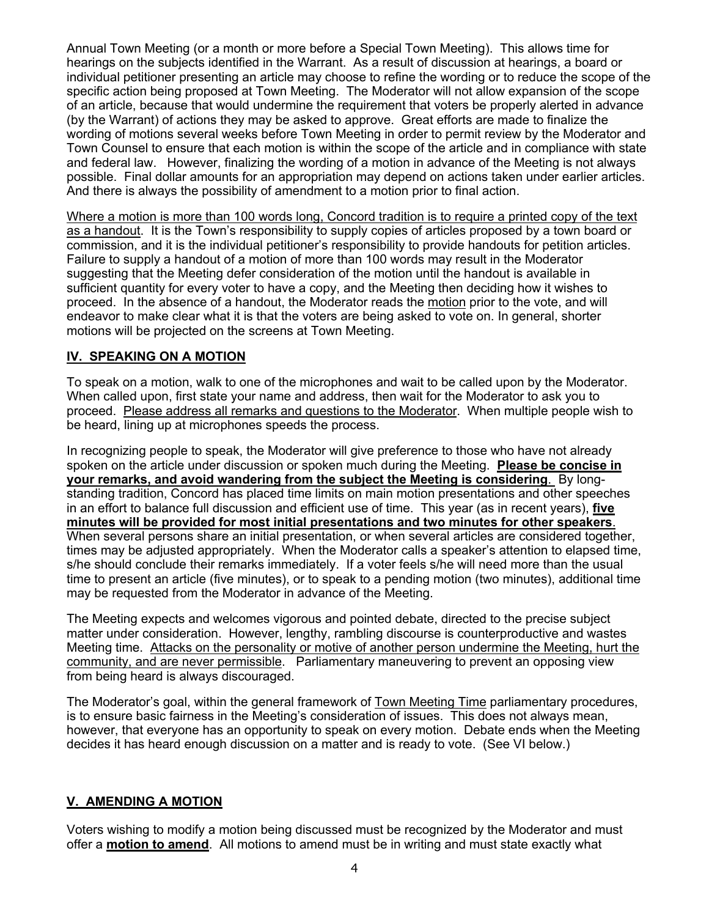Annual Town Meeting (or a month or more before a Special Town Meeting). This allows time for hearings on the subjects identified in the Warrant. As a result of discussion at hearings, a board or individual petitioner presenting an article may choose to refine the wording or to reduce the scope of the specific action being proposed at Town Meeting. The Moderator will not allow expansion of the scope of an article, because that would undermine the requirement that voters be properly alerted in advance (by the Warrant) of actions they may be asked to approve. Great efforts are made to finalize the wording of motions several weeks before Town Meeting in order to permit review by the Moderator and Town Counsel to ensure that each motion is within the scope of the article and in compliance with state and federal law. However, finalizing the wording of a motion in advance of the Meeting is not always possible. Final dollar amounts for an appropriation may depend on actions taken under earlier articles. And there is always the possibility of amendment to a motion prior to final action.

<u>Where a motion is more than 100 words long, Concord tradition is to require a printed copy of the text as a handout</u>. It is the Town's responsibility to supply copies of articles proposed by a town board or commission, and it is the individual petitioner's responsibility to provide handouts for petition articles. Failure to supply a handout of a motion of more than 100 words may result in the Moderator suggesting that the Meeting defer consideration of the motion until the handout is available in sufficient quantity for every voter to have a copy, and the Meeting then deciding how it wishes to proceed. In the absence of a handout, the Moderator reads the <u>motion</u> prior to the vote, and will endeavor to make clear what it is that the voters are being asked to vote on. In general, shorter motions will be projected on the screens at Town Meeting.

## IV. SPEAKING ON A MOTION

To speak on a motion, walk to one of the microphones and wait to be called upon by the Moderator. When called upon, first state your name and address, then wait for the Moderator to ask you to proceed. <u>Please address all remarks and questions to the Moderator</u>. When multiple people wish to be heard, lining up at microphones speeds the process.

In recognizing people to speak, the Moderator will give preference to those who have not already spoken on the article under discussion or spoken much during the Meeting. **<u>Please be concise in your remarks, and avoid wandering from the subject the Meeting is considering</u>**. By long-standing tradition, Concord has placed time limits on main motion presentations and other speeches in an effort to balance full discussion and efficient use of time. This year (as in recent years), **<u>five minutes will be provided for most initial presentations and two minutes for other speakers</u>**. When several persons share an initial presentation, or when several articles are considered together, times may be adjusted appropriately. When the Moderator calls a speaker's attention to elapsed time, s/he should conclude their remarks immediately. If a voter feels s/he will need more than the usual time to present an article (five minutes), or to speak to a pending motion (two minutes), additional time may be requested from the Moderator in advance of the Meeting.

The Meeting expects and welcomes vigorous and pointed debate, directed to the precise subject matter under consideration. However, lengthy, rambling discourse is counterproductive and wastes Meeting time. <u>Attacks on the personality or motive of another person undermine the Meeting, hurt the community, and are never permissible</u>. Parliamentary maneuvering to prevent an opposing view from being heard is always discouraged.

The Moderator's goal, within the general framework of <u>Town Meeting Time</u> parliamentary procedures, is to ensure basic fairness in the Meeting's consideration of issues. This does not always mean, however, that everyone has an opportunity to speak on every motion. Debate ends when the Meeting decides it has heard enough discussion on a matter and is ready to vote. (See VI below.)

## V. AMENDING A MOTION

Voters wishing to modify a motion being discussed must be recognized by the Moderator and must offer a **<u>motion to amend</u>**. All motions to amend must be in writing and must state exactly what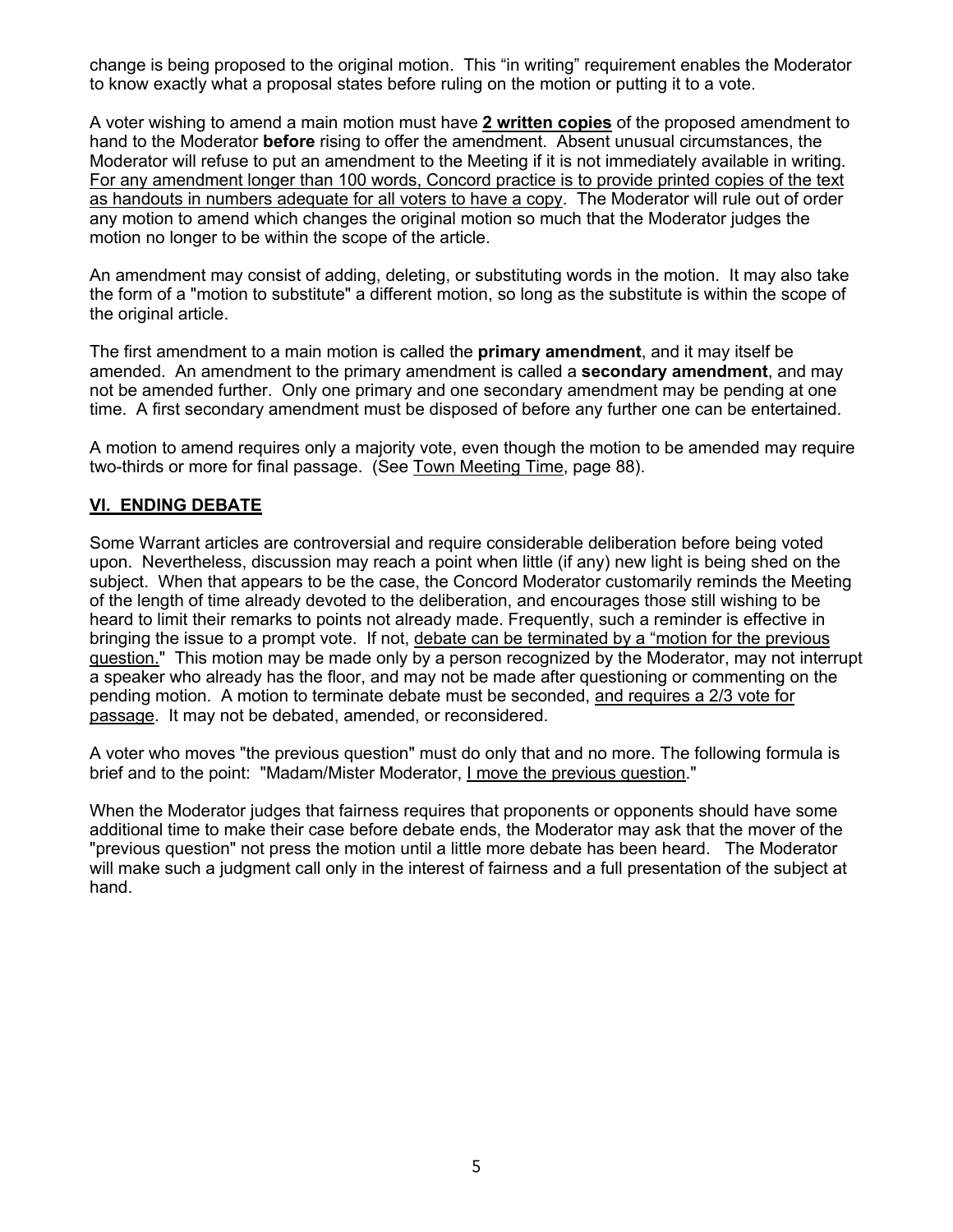change is being proposed to the original motion. This "in writing" requirement enables the Moderator to know exactly what a proposal states before ruling on the motion or putting it to a vote.

A voter wishing to amend a main motion must have **2 written copies** of the proposed amendment to hand to the Moderator **before** rising to offer the amendment. Absent unusual circumstances, the Moderator will refuse to put an amendment to the Meeting if it is not immediately available in writing. For any amendment longer than 100 words, Concord practice is to provide printed copies of the text as handouts in numbers adequate for all voters to have a copy. The Moderator will rule out of order any motion to amend which changes the original motion so much that the Moderator judges the motion no longer to be within the scope of the article.

An amendment may consist of adding, deleting, or substituting words in the motion. It may also take the form of a "motion to substitute" a different motion, so long as the substitute is within the scope of the original article.

The first amendment to a main motion is called the **primary amendment**, and it may itself be amended. An amendment to the primary amendment is called a **secondary amendment**, and may not be amended further. Only one primary and one secondary amendment may be pending at one time. A first secondary amendment must be disposed of before any further one can be entertained.

A motion to amend requires only a majority vote, even though the motion to be amended may require two-thirds or more for final passage. (See Town Meeting Time, page 88).

## VI. ENDING DEBATE

Some Warrant articles are controversial and require considerable deliberation before being voted upon. Nevertheless, discussion may reach a point when little (if any) new light is being shed on the subject. When that appears to be the case, the Concord Moderator customarily reminds the Meeting of the length of time already devoted to the deliberation, and encourages those still wishing to be heard to limit their remarks to points not already made. Frequently, such a reminder is effective in bringing the issue to a prompt vote. If not, debate can be terminated by a "motion for the previous question." This motion may be made only by a person recognized by the Moderator, may not interrupt a speaker who already has the floor, and may not be made after questioning or commenting on the pending motion. A motion to terminate debate must be seconded, and requires a 2/3 vote for passage. It may not be debated, amended, or reconsidered.

A voter who moves "the previous question" must do only that and no more. The following formula is brief and to the point: "Madam/Mister Moderator, I move the previous question."

When the Moderator judges that fairness requires that proponents or opponents should have some additional time to make their case before debate ends, the Moderator may ask that the mover of the "previous question" not press the motion until a little more debate has been heard. The Moderator will make such a judgment call only in the interest of fairness and a full presentation of the subject at hand.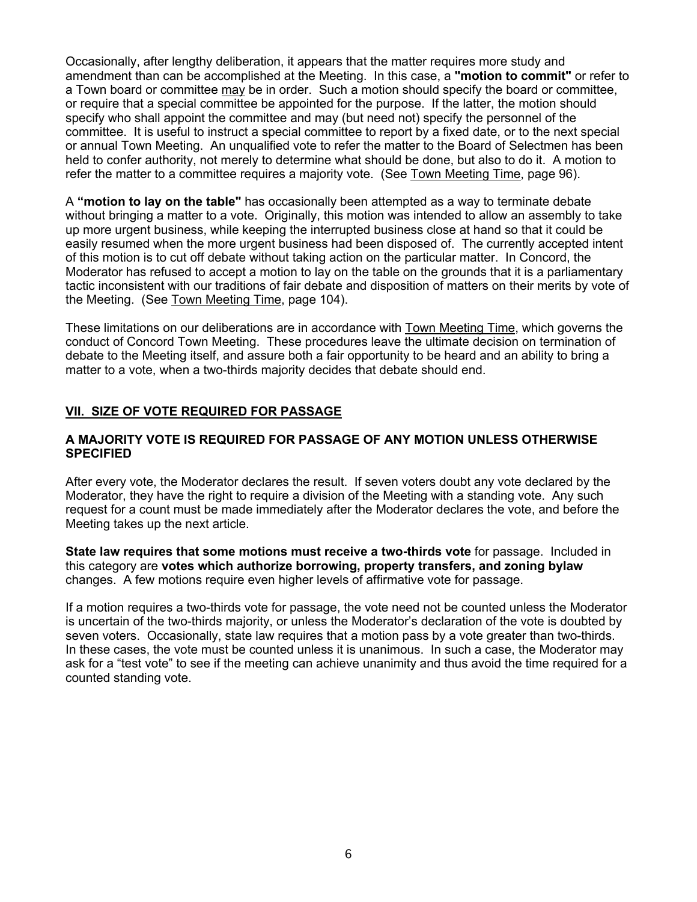Occasionally, after lengthy deliberation, it appears that the matter requires more study and amendment than can be accomplished at the Meeting. In this case, a **"motion to commit"** or refer to a Town board or committee may be in order. Such a motion should specify the board or committee, or require that a special committee be appointed for the purpose. If the latter, the motion should specify who shall appoint the committee and may (but need not) specify the personnel of the committee. It is useful to instruct a special committee to report by a fixed date, or to the next special or annual Town Meeting. An unqualified vote to refer the matter to the Board of Selectmen has been held to confer authority, not merely to determine what should be done, but also to do it. A motion to refer the matter to a committee requires a majority vote. (See Town Meeting Time, page 96).

A **"motion to lay on the table"** has occasionally been attempted as a way to terminate debate without bringing a matter to a vote. Originally, this motion was intended to allow an assembly to take up more urgent business, while keeping the interrupted business close at hand so that it could be easily resumed when the more urgent business had been disposed of. The currently accepted intent of this motion is to cut off debate without taking action on the particular matter. In Concord, the Moderator has refused to accept a motion to lay on the table on the grounds that it is a parliamentary tactic inconsistent with our traditions of fair debate and disposition of matters on their merits by vote of the Meeting. (See Town Meeting Time, page 104).

These limitations on our deliberations are in accordance with Town Meeting Time, which governs the conduct of Concord Town Meeting. These procedures leave the ultimate decision on termination of debate to the Meeting itself, and assure both a fair opportunity to be heard and an ability to bring a matter to a vote, when a two-thirds majority decides that debate should end.

## VII. SIZE OF VOTE REQUIRED FOR PASSAGE

### A MAJORITY VOTE IS REQUIRED FOR PASSAGE OF ANY MOTION UNLESS OTHERWISE SPECIFIED

After every vote, the Moderator declares the result. If seven voters doubt any vote declared by the Moderator, they have the right to require a division of the Meeting with a standing vote. Any such request for a count must be made immediately after the Moderator declares the vote, and before the Meeting takes up the next article.

**State law requires that some motions must receive a two-thirds vote** for passage. Included in this category are **votes which authorize borrowing, property transfers, and zoning bylaw** changes. A few motions require even higher levels of affirmative vote for passage.

If a motion requires a two-thirds vote for passage, the vote need not be counted unless the Moderator is uncertain of the two-thirds majority, or unless the Moderator's declaration of the vote is doubted by seven voters. Occasionally, state law requires that a motion pass by a vote greater than two-thirds. In these cases, the vote must be counted unless it is unanimous. In such a case, the Moderator may ask for a "test vote" to see if the meeting can achieve unanimity and thus avoid the time required for a counted standing vote.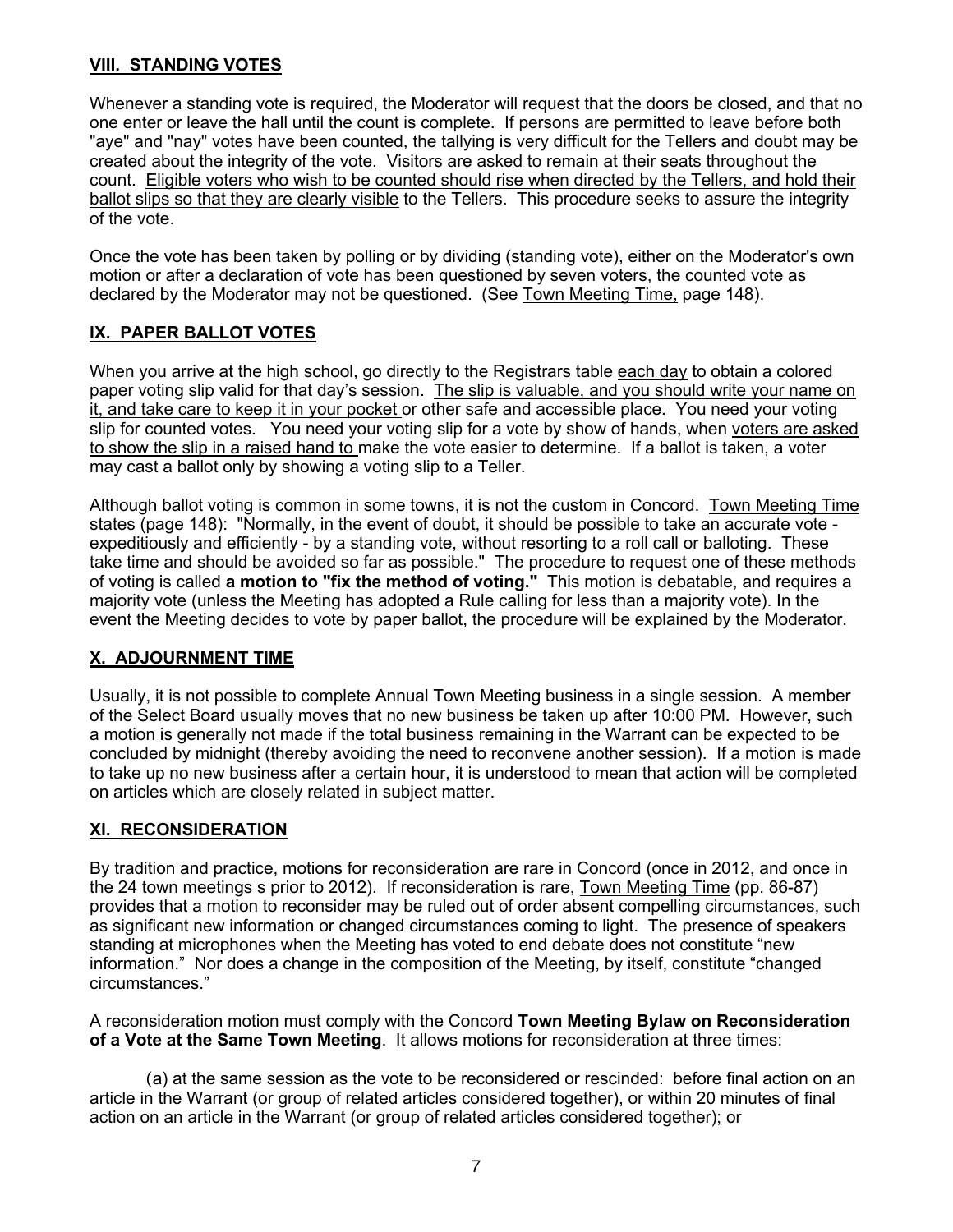## VIII. STANDING VOTES

Whenever a standing vote is required, the Moderator will request that the doors be closed, and that no one enter or leave the hall until the count is complete. If persons are permitted to leave before both "aye" and "nay" votes have been counted, the tallying is very difficult for the Tellers and doubt may be created about the integrity of the vote. Visitors are asked to remain at their seats throughout the count. Eligible voters who wish to be counted should rise when directed by the Tellers, and hold their ballot slips so that they are clearly visible to the Tellers. This procedure seeks to assure the integrity of the vote.

Once the vote has been taken by polling or by dividing (standing vote), either on the Moderator's own motion or after a declaration of vote has been questioned by seven voters, the counted vote as declared by the Moderator may not be questioned. (See Town Meeting Time, page 148).

## IX. PAPER BALLOT VOTES

When you arrive at the high school, go directly to the Registrars table each day to obtain a colored paper voting slip valid for that day's session. The slip is valuable, and you should write your name on it, and take care to keep it in your pocket or other safe and accessible place. You need your voting slip for counted votes. You need your voting slip for a vote by show of hands, when voters are asked to show the slip in a raised hand to make the vote easier to determine. If a ballot is taken, a voter may cast a ballot only by showing a voting slip to a Teller.

Although ballot voting is common in some towns, it is not the custom in Concord. Town Meeting Time states (page 148): "Normally, in the event of doubt, it should be possible to take an accurate vote - expeditiously and efficiently - by a standing vote, without resorting to a roll call or balloting. These take time and should be avoided so far as possible." The procedure to request one of these methods of voting is called **a motion to "fix the method of voting."** This motion is debatable, and requires a majority vote (unless the Meeting has adopted a Rule calling for less than a majority vote). In the event the Meeting decides to vote by paper ballot, the procedure will be explained by the Moderator.

## X. ADJOURNMENT TIME

Usually, it is not possible to complete Annual Town Meeting business in a single session. A member of the Select Board usually moves that no new business be taken up after 10:00 PM. However, such a motion is generally not made if the total business remaining in the Warrant can be expected to be concluded by midnight (thereby avoiding the need to reconvene another session). If a motion is made to take up no new business after a certain hour, it is understood to mean that action will be completed on articles which are closely related in subject matter.

## XI. RECONSIDERATION

By tradition and practice, motions for reconsideration are rare in Concord (once in 2012, and once in the 24 town meetings s prior to 2012). If reconsideration is rare, Town Meeting Time (pp. 86-87) provides that a motion to reconsider may be ruled out of order absent compelling circumstances, such as significant new information or changed circumstances coming to light. The presence of speakers standing at microphones when the Meeting has voted to end debate does not constitute "new information." Nor does a change in the composition of the Meeting, by itself, constitute "changed circumstances."

A reconsideration motion must comply with the Concord **Town Meeting Bylaw on Reconsideration of a Vote at the Same Town Meeting**. It allows motions for reconsideration at three times:

(a) at the same session as the vote to be reconsidered or rescinded: before final action on an article in the Warrant (or group of related articles considered together), or within 20 minutes of final action on an article in the Warrant (or group of related articles considered together); or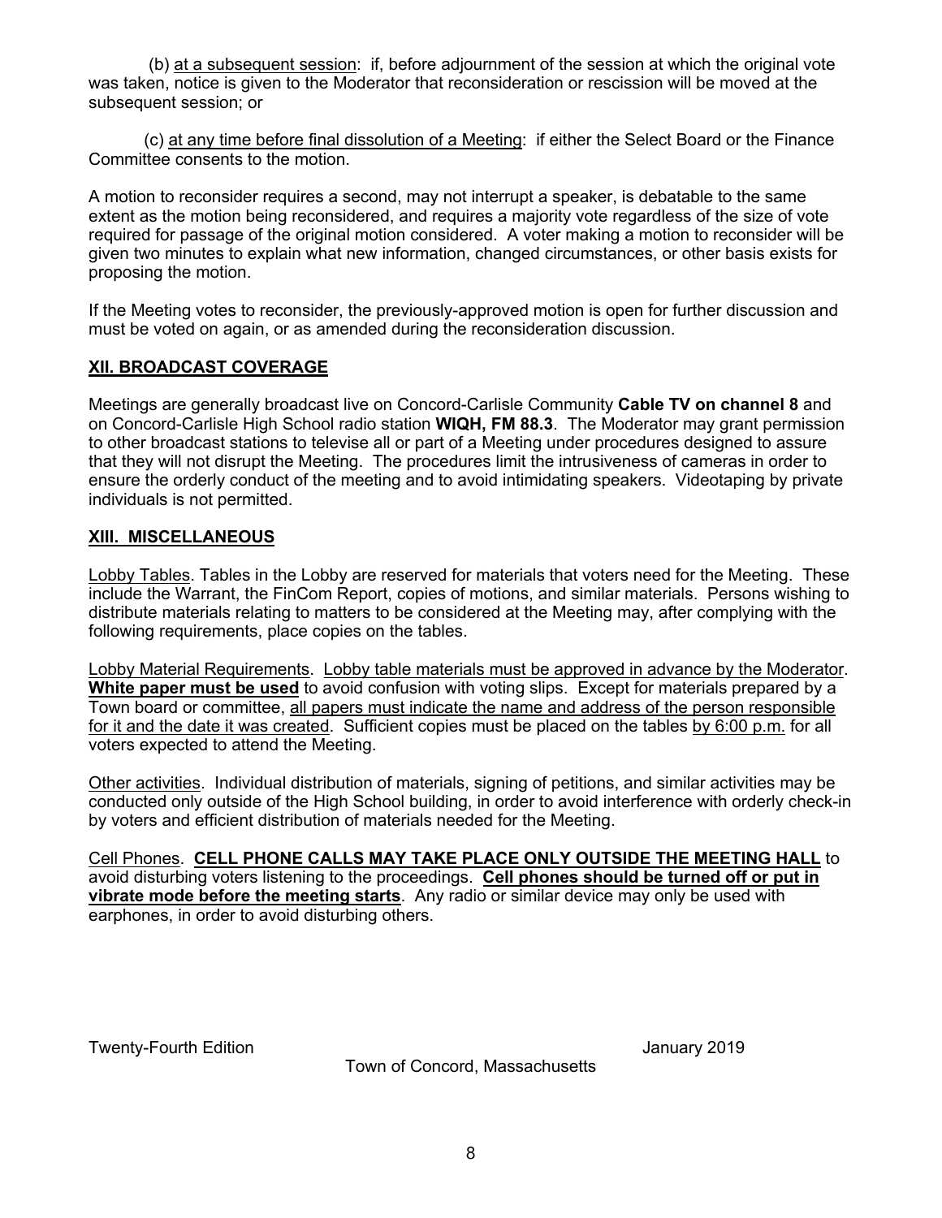(b) <u>at a subsequent session</u>: if, before adjournment of the session at which the original vote was taken, notice is given to the Moderator that reconsideration or rescission will be moved at the subsequent session; or

(c) <u>at any time before final dissolution of a Meeting</u>: if either the Select Board or the Finance Committee consents to the motion.

A motion to reconsider requires a second, may not interrupt a speaker, is debatable to the same extent as the motion being reconsidered, and requires a majority vote regardless of the size of vote required for passage of the original motion considered. A voter making a motion to reconsider will be given two minutes to explain what new information, changed circumstances, or other basis exists for proposing the motion.

If the Meeting votes to reconsider, the previously-approved motion is open for further discussion and must be voted on again, or as amended during the reconsideration discussion.

## XII. BROADCAST COVERAGE

Meetings are generally broadcast live on Concord-Carlisle Community **Cable TV on channel 8** and on Concord-Carlisle High School radio station **WIQH, FM 88.3**. The Moderator may grant permission to other broadcast stations to televise all or part of a Meeting under procedures designed to assure that they will not disrupt the Meeting. The procedures limit the intrusiveness of cameras in order to ensure the orderly conduct of the meeting and to avoid intimidating speakers. Videotaping by private individuals is not permitted.

## XIII. MISCELLANEOUS

<u>Lobby Tables</u>. Tables in the Lobby are reserved for materials that voters need for the Meeting. These include the Warrant, the FinCom Report, copies of motions, and similar materials. Persons wishing to distribute materials relating to matters to be considered at the Meeting may, after complying with the following requirements, place copies on the tables.

<u>Lobby Material Requirements</u>. <u>Lobby table materials must be approved in advance by the Moderator</u>. **<u>White paper must be used</u>** to avoid confusion with voting slips. Except for materials prepared by a Town board or committee, <u>all papers must indicate the name and address of the person responsible for it and the date it was created</u>. Sufficient copies must be placed on the tables <u>by 6:00 p.m.</u> for all voters expected to attend the Meeting.

<u>Other activities</u>. Individual distribution of materials, signing of petitions, and similar activities may be conducted only outside of the High School building, in order to avoid interference with orderly check-in by voters and efficient distribution of materials needed for the Meeting.

<u>Cell Phones</u>. **<u>CELL PHONE CALLS MAY TAKE PLACE ONLY OUTSIDE THE MEETING HALL</u>** to avoid disturbing voters listening to the proceedings. **<u>Cell phones should be turned off or put in vibrate mode before the meeting starts</u>**. Any radio or similar device may only be used with earphones, in order to avoid disturbing others.

Twenty-Fourth Edition — January 2019

Town of Concord, Massachusetts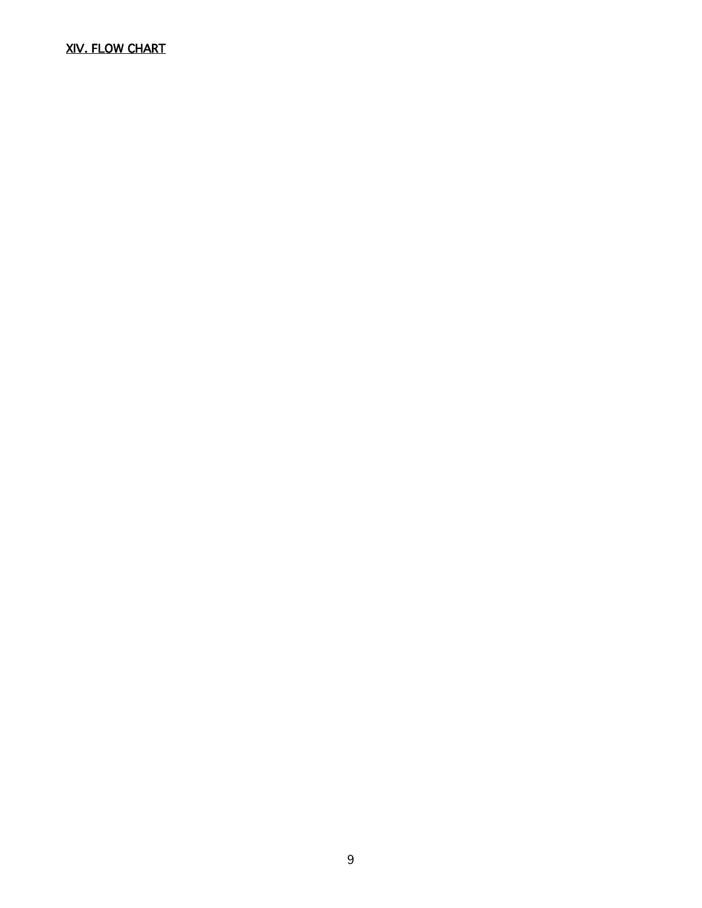## XIV. FLOW CHART